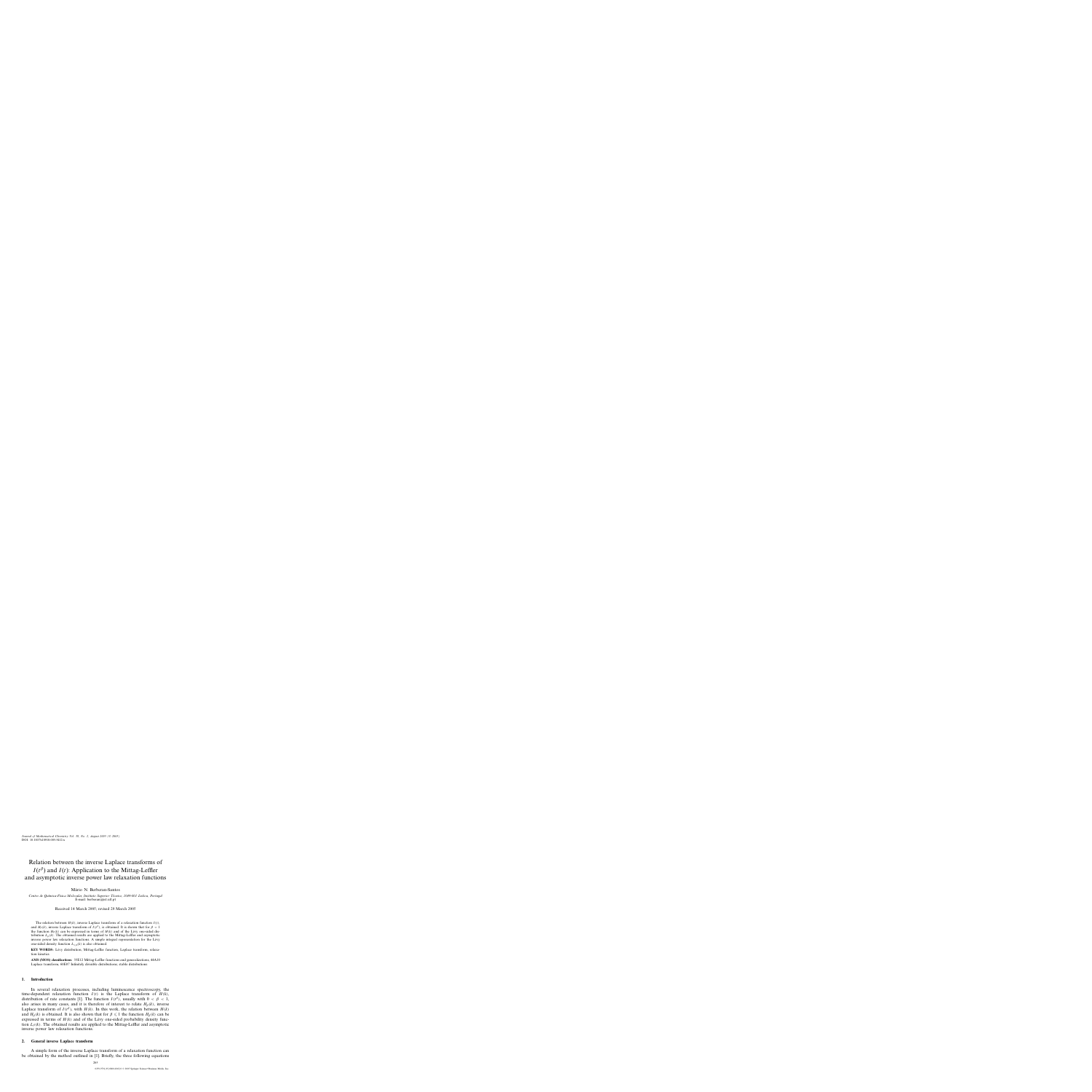# Relation between the inverse Laplace transforms of $I(t^\beta)$ and $I(t)$: Application to the Mittag-Leffler and asymptotic inverse power law relaxation functions

Mário N. Berberan-Santos

*Centro de Química-Física Molecular, Instituto Superior Técnico, 1049-001 Lisboa, Portugal*
E-mail: berberan@ist.utl.pt

Received 14 March 2005; revised 28 March 2005

The relation between $H(k)$, inverse Laplace transform of a relaxation function $I(t)$, and $H_\beta(k)$, inverse Laplace transform of $I(t^\beta)$, is obtained. It is shown that for $\beta < 1$ the function $H_\beta(k)$ can be expressed in terms of $H(k)$ and of the Lévy one-sided distribution $L_\alpha(k)$. The obtained results are applied to the Mittag-Leffler and asymptotic inverse power law relaxation functions. A simple integral representation for the Lévy one-sided density function $L_{1/2}(k)$ is also obtained.

**KEY WORDS:** Lévy distribution, Mittag-Leffler function, Laplace transform, relaxation kinetics

**AMS (MOS) classifications:** 33E12 Mittag-Leffler functions and generalizations, 44A10 Laplace transform, 60E07 Infinitely divisible distributions; stable distributions

## 1. Introduction

In several relaxation processes, including luminescence spectroscopy, the time-dependent relaxation function $I(t)$ is the Laplace transform of $H(k)$, distribution of rate constants [1]. The function $I(t^\beta)$, usually with $0 < \beta < 1$, also arises in many cases, and it is therefore of interest to relate $H_\beta(k)$, inverse Laplace transform of $I(t^\beta)$, with $H(k)$. In this work, the relation between $H(k)$ and $H_\beta(k)$ is obtained. It is also shown that for $\beta \le 1$ the function $H_\beta(k)$ can be expressed in terms of $H(k)$, and of the Lévy one-sided probability density function $L_\beta(k)$. The obtained results are applied to the Mittag-Leffler and asymptotic inverse power law relaxation functions.

## 2. General inverse Laplace transform

A simple form of the inverse Laplace transform of a relaxation function can be obtained by the method outlined in [1]. Briefly, the three following equations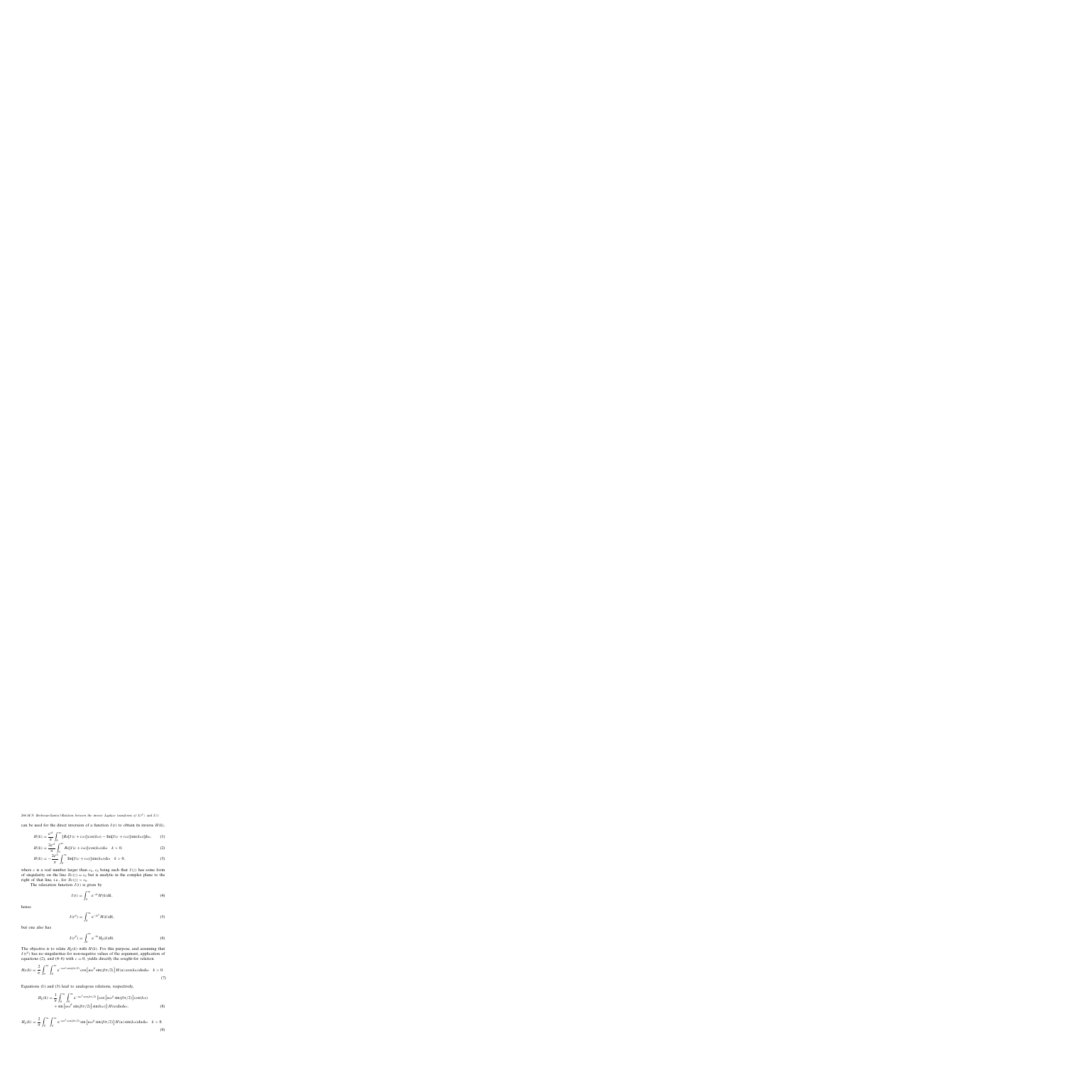can be used for the direct inversion of a function $I(t)$ to obtain its inverse $H(k)$,

$$H(k) = \frac{e^{ck}}{\pi} \int_0^\infty \{Re[I(c + i\omega)]\cos(k\omega) - \operatorname{Im}[I(c + i\omega)]\sin(k\omega)\}d\omega, \tag{1}$$

$$H(k) = \frac{2e^{ck}}{\pi} \int_0^\infty Re[I(c + i\omega)]\cos(k\omega)d\omega \quad k > 0, \tag{2}$$

$$H(k) = -\frac{2e^{ck}}{\pi} \int_0^\infty \operatorname{Im}[I(c + i\omega)]\sin(k\omega)d\omega \quad k > 0, \tag{3}$$

where $c$ is a real number larger than $c_0$, $c_0$ being such that $I(\zeta)$ has some form of singularity on the line $Re(\zeta) = c_0$ but is analytic in the complex plane to the right of that line, i.e., for $Re(\zeta) > c_0$.

The relaxation function $I(t)$ is given by

$$I(t) = \int_0^\infty e^{-kt} H(k)dk, \tag{4}$$

hence

$$I(t^\beta) = \int_0^\infty e^{-kt^\beta} H(k)dk, \tag{5}$$

but one also has

$$I(t^\beta) = \int_0^\infty e^{-kt} H_\beta(k)dk. \tag{6}$$

The objective is to relate $H_\beta(k)$ with $H(k)$. For this purpose, and assuming that $I(t^\beta)$ has no singularities for non-negative values of the argument, application of equations (2), and (4–6) with $c = 0$, yields directly the sought-for relation

$$H_\beta(k) = \frac{2}{\pi} \int_0^\infty \int_0^\infty e^{-u\omega^\beta \cos(\beta\pi/2)} \cos\left[u\omega^\beta \sin(\beta\pi/2)\right] H(u)\cos(k\omega)du d\omega \quad k > 0. \tag{7}$$

Equations (1) and (3) lead to analogous relations, respectively,

$$H_\beta(k) = \frac{1}{\pi} \int_0^\infty \int_0^\infty e^{-u\omega^\beta \cos(\beta\pi/2)} \left\{\cos\left[u\omega^\beta \sin(\beta\pi/2)\right]\cos(k\omega) + \sin\left[u\omega^\beta \sin(\beta\pi/2)\right]\sin(k\omega)\right\} H(u)du d\omega, \tag{8}$$

$$H_\beta(k) = \frac{2}{\pi} \int_0^\infty \int_0^\infty e^{-u\omega^\beta \cos(\beta\pi/2)} \sin\left[u\omega^\beta \sin(\beta\pi/2)\right] H(u)\sin(k\omega)du d\omega \quad k > 0. \tag{9}$$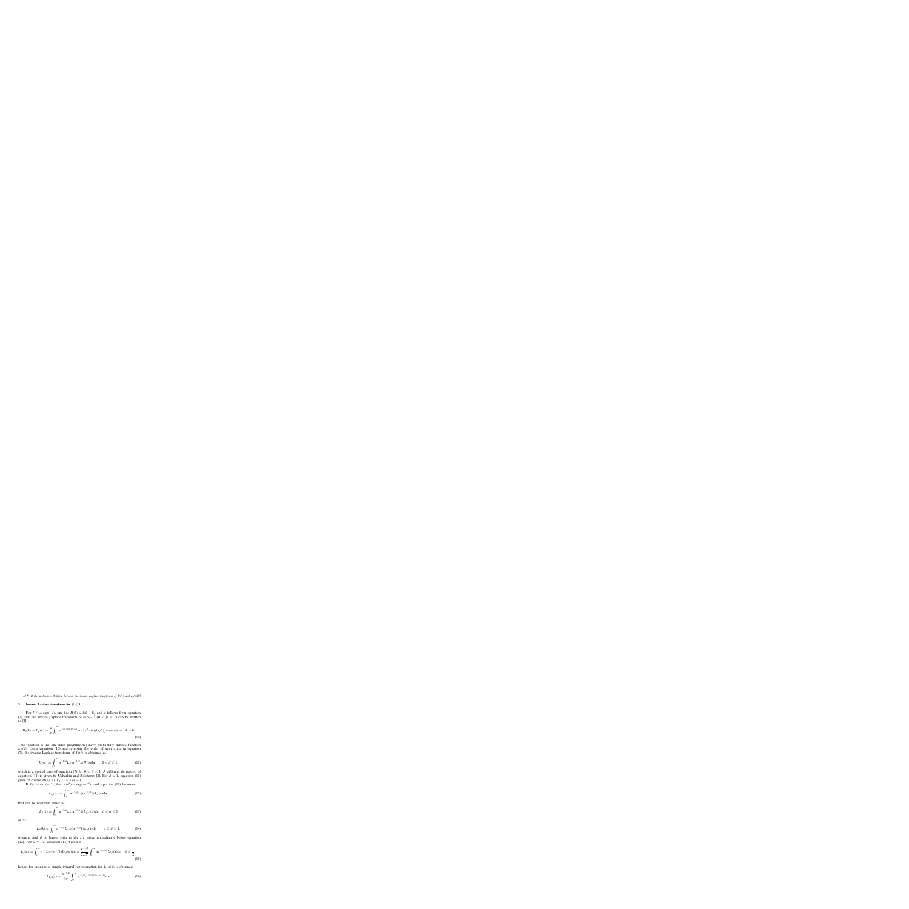## 3. Inverse Laplace transform for $\beta \leqslant 1$

For $I(t) = \exp(-t)$, one has $H(k) = \delta(k-1)$, and it follows from equation (7) that the inverse Laplace transform of $\exp(-t^\beta)(0 < \beta \leqslant 1)$ can be written as [1]

$$H_\beta(k) = L_\beta(k) = \frac{2}{\pi}\int_0^\infty e^{-u^\beta \cos(\beta\pi/2)} \cos\left[u^\beta \sin(\beta\pi/2)\right]\cos(ku)\mathrm{d}u \quad k > 0. \tag{10}$$

This function is the one-sided (asymmetric) Lévy probability density function $L_\beta(k)$. Using equation (10) and reversing the order of integration in equation (7), the inverse Laplace transform of $I(t^\beta)$ is obtained as

$$H_\beta(k) = \int_0^\infty u^{-1/\beta} L_\beta(u^{-1/\beta}k) H(u)\mathrm{d}u \qquad 0 < \beta \leqslant 1, \tag{11}$$

which is a special case of equation (7) for $0 < \beta \leqslant 1$. A different derivation of equation (11) is given by Uchaikin and Zolotarev [2]. For $\beta = 1$, equation (11) gives of course $H(k)$, as $L_1(k) = \delta(k-1)$.

If $I(t) = \exp(-t^\alpha)$, then $I(t^\beta) = \exp(-t^{\alpha\beta})$, and equation (11) becomes

$$L_{\alpha\beta}(k) = \int_0^\infty u^{-1/\beta} L_\beta(u^{-1/\beta}k) L_\alpha(u)\mathrm{d}u, \tag{12}$$

that can be rewritten either as

$$L_\beta(k) = \int_0^\infty u^{-1/\alpha} L_\alpha(u^{-1/\alpha}k) L_{\beta/\alpha}(u)\mathrm{d}u \quad \beta \leqslant \alpha \leqslant 1 \tag{13}$$

or as

$$L_\beta(k) = \int_0^\infty u^{-\alpha/\beta} L_{\alpha/\beta}(u^{-\alpha/\beta}k) L_\alpha(u)\mathrm{d}u \qquad \alpha \leqslant \beta \leqslant 1, \tag{14}$$

where $\alpha$ and $\beta$ no longer refer to the $I(t)$ given immediately before equation (12). For $\alpha = 1/2$, equation (13) becomes

$$L_\beta(k) = \int_0^\infty u^{-2} L_{1/2}(u^{-2}k) L_{2\beta}(u)\mathrm{d}u = \frac{k^{-3/2}}{2\sqrt{\pi}}\int_0^\infty u e^{-u^2/4k} L_{2\beta}(u)\mathrm{d}u \quad \beta \leqslant \frac{1}{2}, \tag{15}$$

hence, for instance, a simple integral representation for $L_{1/4}(k)$ is obtained,

$$L_{1/4}(k) = \frac{k^{-3/2}}{4\pi}\int_0^\infty u^{-1/2} e^{-1/4(1/u + u^2/k)}\mathrm{d}u. \tag{16}$$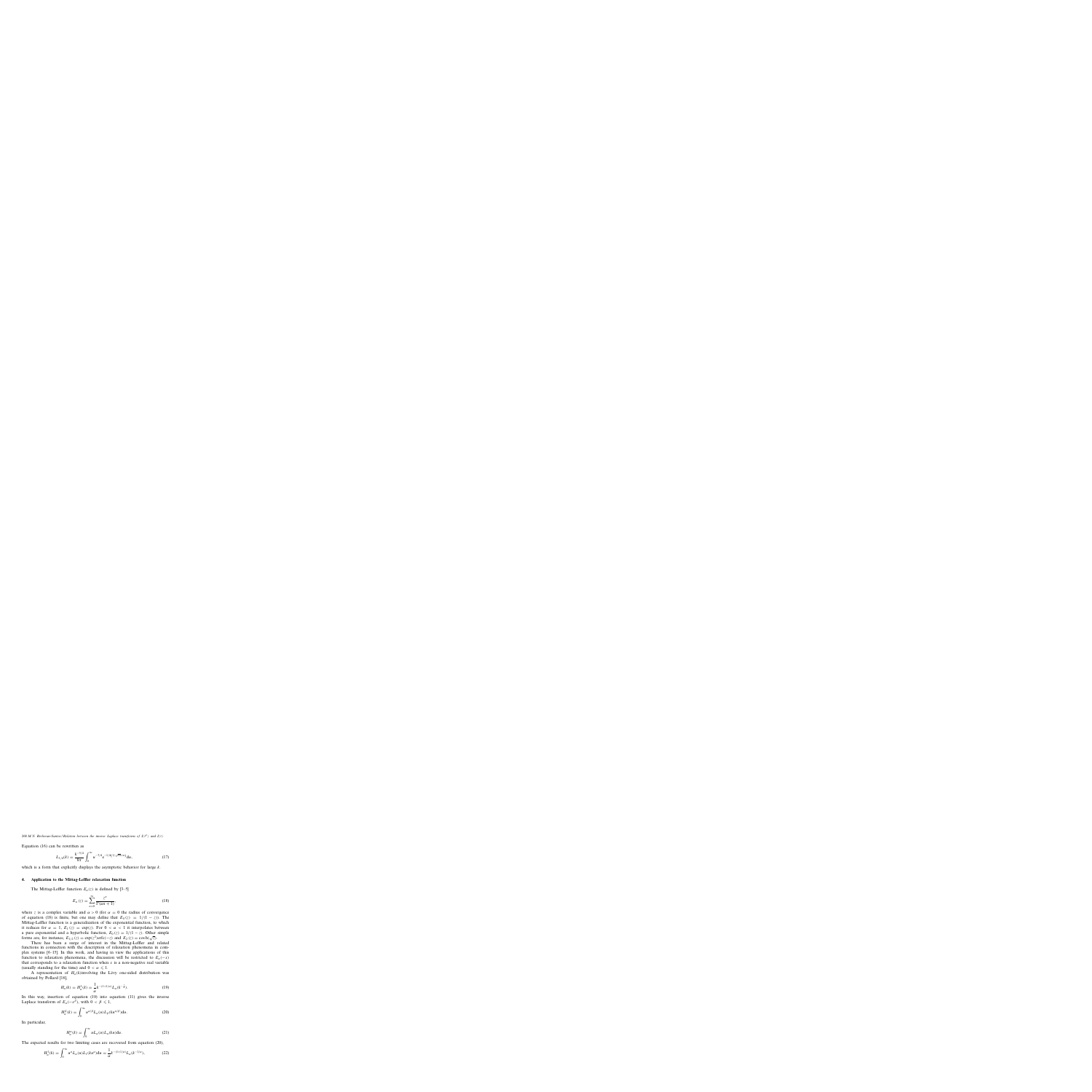Equation (16) can be rewritten as

$$L_{1/4}(k) = \frac{k^{-5/4}}{8\pi} \int_0^\infty u^{-1/4} e^{-\frac{1}{4}(\sqrt{k}(1+\sqrt{u})+u)} du, \tag{17}$$

which is a form that explicitly displays the asymptotic behavior for large $k$.

## 4. Application to the Mittag-Leffler relaxation function

The Mittag-Leffler function $E_\alpha(z)$ is defined by [3–5]

$$E_\alpha(z) = \sum_{n=0}^{\infty} \frac{z^n}{\Gamma(\alpha n + 1)}, \tag{18}$$

where $z$ is a complex variable and $\alpha > 0$ (for $\alpha = 0$ the radius of convergence of equation (18) is finite, but one may define that $E_0(z) = 1/(1-z)$). The Mittag-Leffler function is a generalization of the exponential function, to which it reduces for $\alpha = 1$, $E_1(z) = \exp(z)$. For $0 < \alpha < 1$ it interpolates between a pure exponential and a hyperbolic function, $E_0(z) = 1/(1-z)$. Other simple forms are, for instance, $E_{1/2}(z) = \exp(z^2)\text{erfc}(-z)$ and $E_2(z) = \cosh\sqrt{z}$.

There has been a surge of interest in the Mittag-Leffler and related functions in connection with the description of relaxation phenomena in complex systems [6–15]. In this work, and having in view the applications of this function to relaxation phenomena, the discussion will be restricted to $E_\alpha(-x)$ that corresponds to a relaxation function when $x$ is a non-negative real variable (usually standing for the time) and $0 < \alpha \leq 1$.

A representation of $H_\alpha(k)$ involving the Levy one-sided distribution was obtained by Pollard [16],

$$H_\alpha(k) = H_\alpha^1(k) = \frac{1}{\alpha} k^{-(1+1/\alpha)} L_\alpha(k^{-\frac{1}{\alpha}}). \tag{19}$$

In this way, insertion of equation (19) into equation (11) gives the inverse Laplace transform of $E_\alpha(-t^\beta)$, with $0 < \beta \leq 1$.

$$H_\alpha^\beta(k) = \int_0^\infty u^{\alpha/\beta} L_\alpha(u) L_\beta(k u^{\alpha/\beta}) du. \tag{20}$$

In particular,

$$H_\alpha^\alpha(k) = \int_0^\infty u L_\alpha(u) L_\alpha(k u) du. \tag{21}$$

The expected results for two limiting cases are recovered from equation (20),

$$H_\alpha^1(k) = \int_0^\infty u^\alpha L_\alpha(u) L_1(k u^\alpha) du = \frac{1}{\alpha} k^{-(1+1/\alpha)} L_\alpha(k^{-1/\alpha}), \tag{22}$$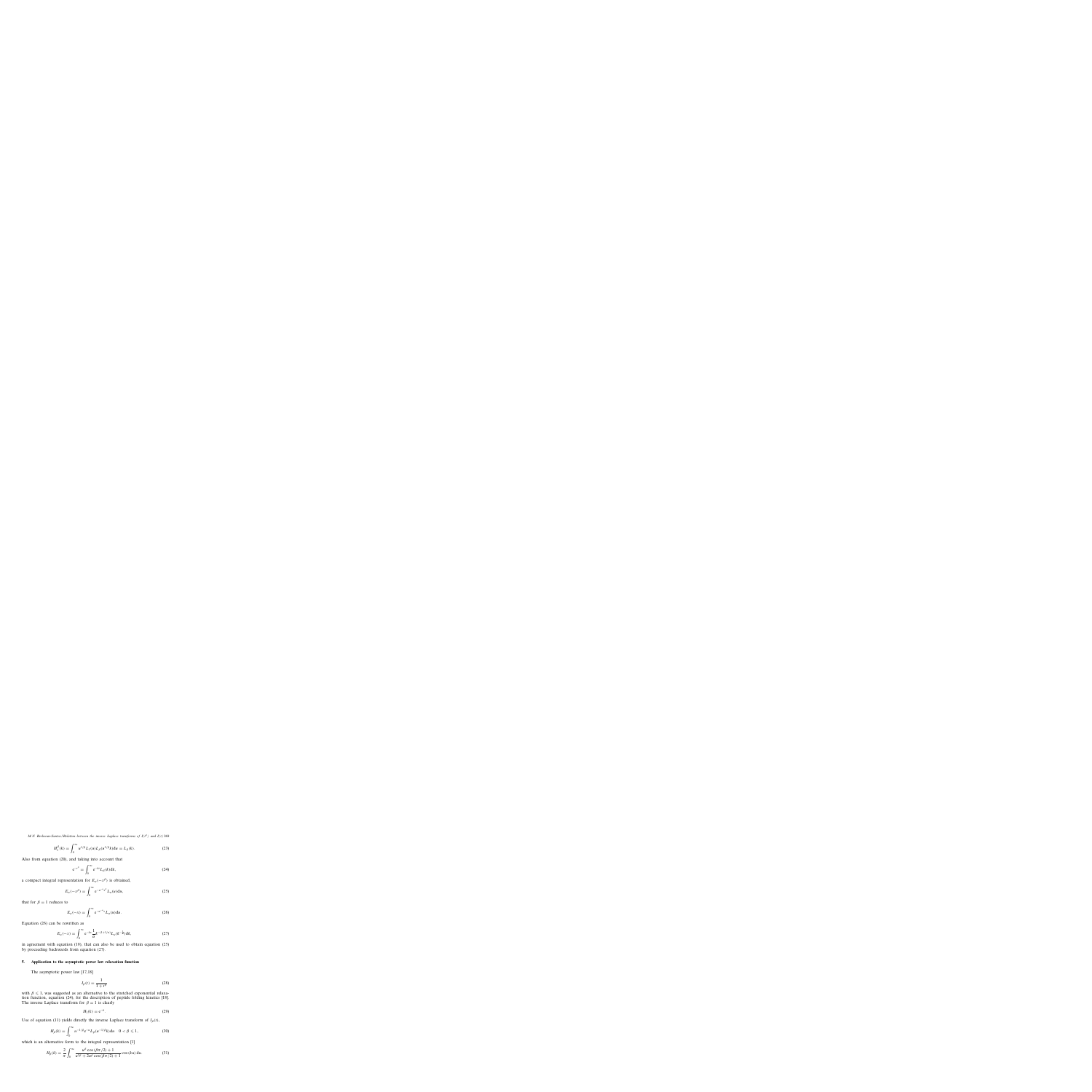$$H_1^\beta(k) = \int_0^\infty u^{1/\beta} L_1(u) L_\beta(u^{1/\beta} k) du = L_\beta(k). \tag{23}$$

Also from equation (20), and taking into account that

$$e^{-t^\beta} = \int_0^\infty e^{-kt} L_\beta(k) dk, \tag{24}$$

a compact integral representation for $E_\alpha(-t^\beta)$ is obtained,

$$E_\alpha(-t^\beta) = \int_0^\infty e^{-u^{-\alpha} t^\beta} L_\alpha(u) du, \tag{25}$$

that for $\beta = 1$ reduces to

$$E_\alpha(-t) = \int_0^\infty e^{-u^{-\alpha} t} L_\alpha(u) du. \tag{26}$$

Equation (26) can be rewritten as

$$E_\alpha(-t) = \int_0^\infty e^{-kt} \frac{1}{\alpha} k^{-(1+1/\alpha)} L_\alpha(k^{-\frac{1}{\alpha}}) dk, \tag{27}$$

in agreement with equation (19), that can also be used to obtain equation (25) by proceeding backwards from equation (27).

## 5. Application to the asymptotic power law relaxation function

The asymptotic power law [17,18]

$$I_\beta(t) = \frac{1}{1 + t^\beta} \tag{28}$$

with $\beta \leqslant 1$, was suggested as an alternative to the stretched exponential relaxation function, equation (24), for the description of peptide folding kinetics [18]. The inverse Laplace transform for $\beta = 1$ is clearly

$$H_1(k) = e^{-k}. \tag{29}$$

Use of equation (11) yields directly the inverse Laplace transform of $I_\beta(t)$,

$$H_\beta(k) = \int_0^\infty u^{-1/\beta} e^{-u} L_\beta(u^{-1/\beta} k) du \quad 0 < \beta \leqslant 1, \tag{30}$$

which is an alternative form to the integral representation [1]

$$H_\beta(k) = \frac{2}{\pi} \int_0^\infty \frac{u^\beta \cos(\beta\pi/2) + 1}{u^{2\beta} + 2u^\beta \cos(\beta\pi/2) + 1} \cos(ku) du. \tag{31}$$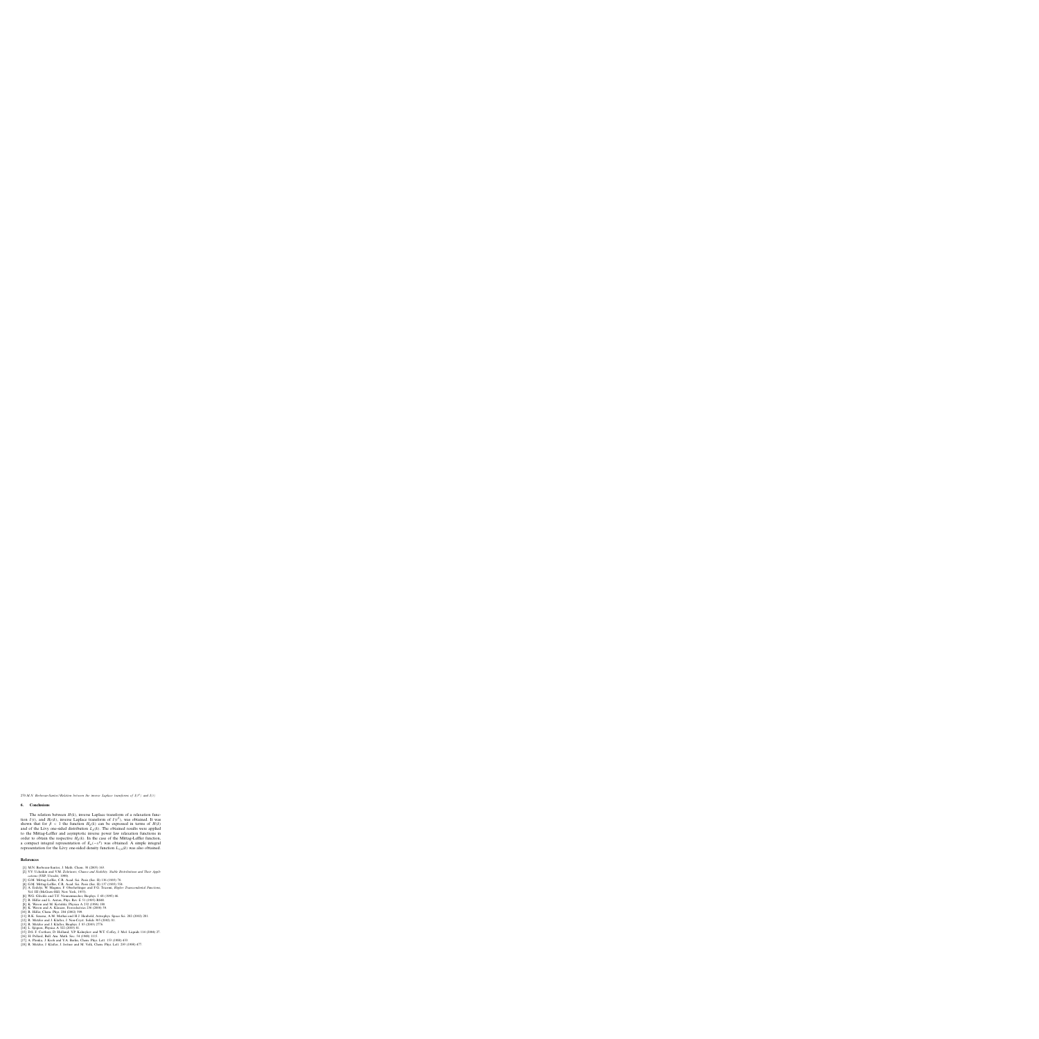## 6. Conclusions

The relation between $H(k)$, inverse Laplace transform of a relaxation function $f(t)$, and $H_\beta(k)$, inverse Laplace transform of $f(t^\beta)$, was obtained. It was shown that for $\beta < 1$ the function $H_\beta(k)$ can be expressed in terms of $H(k)$ and of the Lévy one-sided distribution $L_\beta(k)$. The obtained results were applied to the Mittag-Leffler and asymptotic inverse power law relaxation functions in order to obtain the respective $H_\beta(k)$. In the case of the Mittag-Leffler function, a compact integral representation of $E_\alpha(-x^\beta)$ was obtained. A simple integral representation for the Lévy one-sided density function $L_{1/2}(k)$ was also obtained.

## References

[1] M.N. Berberan-Santos, J. Math. Chem. 38 (2005) 163.
[2] V.V. Uchaikin and V.M. Zolotarev, *Chance and Stability. Stable Distributions and Their Applications* (VSP, Utrecht, 1999).
[3] G.M. Mittag-Leffler, C.R. Acad. Sci. Paris (Ser. II) 136 (1903) 70.
[4] G.M. Mittag-Leffler, C.R. Acad. Sci. Paris (Ser. II) 137 (1903) 554.
[5] A. Erdelyi, W. Magnus, F. Oberhettinger and F.G. Tricomi, *Higher Transcendental Functions*, Vol. III (McGraw-Hill, New York, 1955).
[6] W.G. Glöckle and T.F. Nonnenmacher, Biophys. J. 68 (1995) 46.
[7] R. Hilfer and L. Anton, Phys. Rev. E 51 (1995) R848.
[8] K. Weron and M. Kotulski, Physica A 232 (1996) 180.
[9] K. Weron and A. Klauzer, Ferroelectrics 236 (2000) 59.
[10] R. Hilfer, Chem. Phys. 284 (2002) 399.
[11] R.K. Saxena, A.M. Mathai and H.J. Haubold, Astrophys. Space Sci. 282 (2002) 281.
[12] R. Metzler and J. Klafter, J. Non-Cryst. Solids 305 (2002) 81.
[13] R. Metzler and J. Klafter, Biophys. J. 85 (2003) 2776.
[14] L. Sjogren, Physica A 322 (2003) 81.
[15] D.S. F. Crothers, D. Holland, Y.P. Kalmykov and W.T. Coffey, J. Mol. Liquids 114 (2004) 27.
[16] H. Pollard, Bull. Am. Math. Soc. 54 (1948) 1115.
[17] A. Plonka, J. Kroh and Y.A. Berlin, Chem. Phys. Lett. 153 (1988) 433.
[18] R. Metzler, J. Klafter, J. Jortner and M. Volk, Chem. Phys. Lett. 293 (1998) 477.